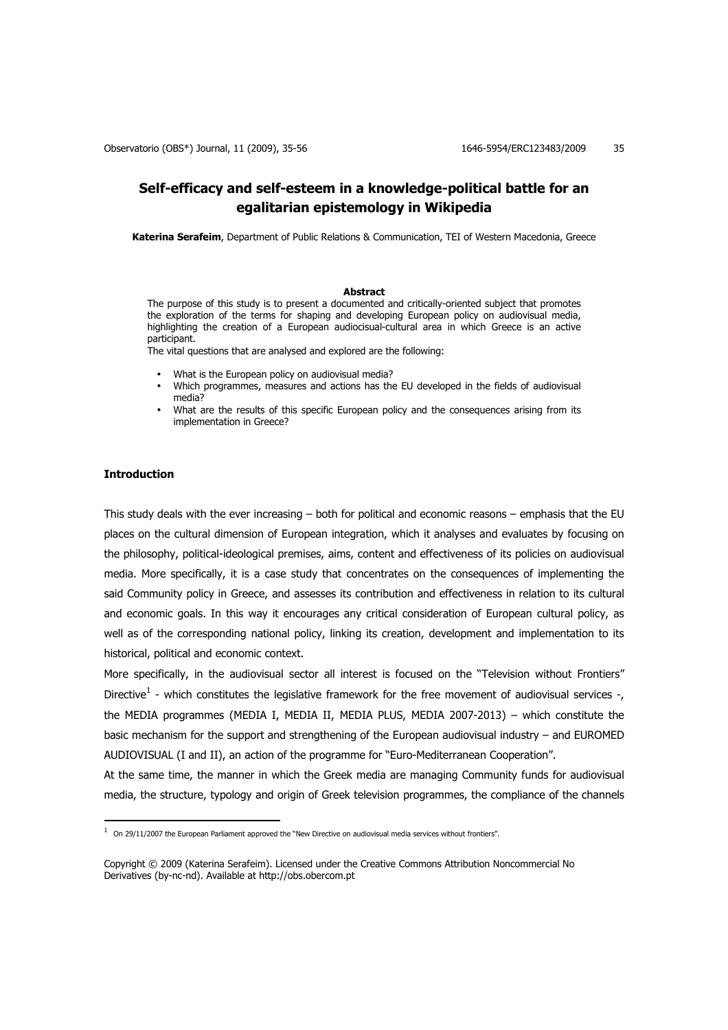# Self-efficacy and self-esteem in a knowledge-political battle for an egalitarian epistemology in Wikipedia

**Katerina Serafeim**, Department of Public Relations & Communication, TEI of Western Macedonia, Greece

### Abstract

The purpose of this study is to present a documented and critically-oriented subject that promotes the exploration of the terms for shaping and developing European policy on audiovisual media, highlighting the creation of a European audiocisual-cultural area in which Greece is an active participant.

The vital questions that are analysed and explored are the following:

- What is the European policy on audiovisual media?
- Which programmes, measures and actions has the EU developed in the fields of audiovisual media?
- What are the results of this specific European policy and the consequences arising from its implementation in Greece?

## Introduction

This study deals with the ever increasing – both for political and economic reasons – emphasis that the EU places on the cultural dimension of European integration, which it analyses and evaluates by focusing on the philosophy, political-ideological premises, aims, content and effectiveness of its policies on audiovisual media. More specifically, it is a case study that concentrates on the consequences of implementing the said Community policy in Greece, and assesses its contribution and effectiveness in relation to its cultural and economic goals. In this way it encourages any critical consideration of European cultural policy, as well as of the corresponding national policy, linking its creation, development and implementation to its historical, political and economic context.

More specifically, in the audiovisual sector all interest is focused on the "Television without Frontiers" Directive[1] - which constitutes the legislative framework for the free movement of audiovisual services -, the MEDIA programmes (MEDIA I, MEDIA II, MEDIA PLUS, MEDIA 2007-2013) – which constitute the basic mechanism for the support and strengthening of the European audiovisual industry – and EUROMED AUDIOVISUAL (I and II), an action of the programme for "Euro-Mediterranean Cooperation".

At the same time, the manner in which the Greek media are managing Community funds for audiovisual media, the structure, typology and origin of Greek television programmes, the compliance of the channels

[1] On 29/11/2007 the European Parliament approved the "New Directive on audiovisual media services without frontiers".

Copyright © 2009 (Katerina Serafeim). Licensed under the Creative Commons Attribution Noncommercial No Derivatives (by-nc-nd). Available at http://obs.obercom.pt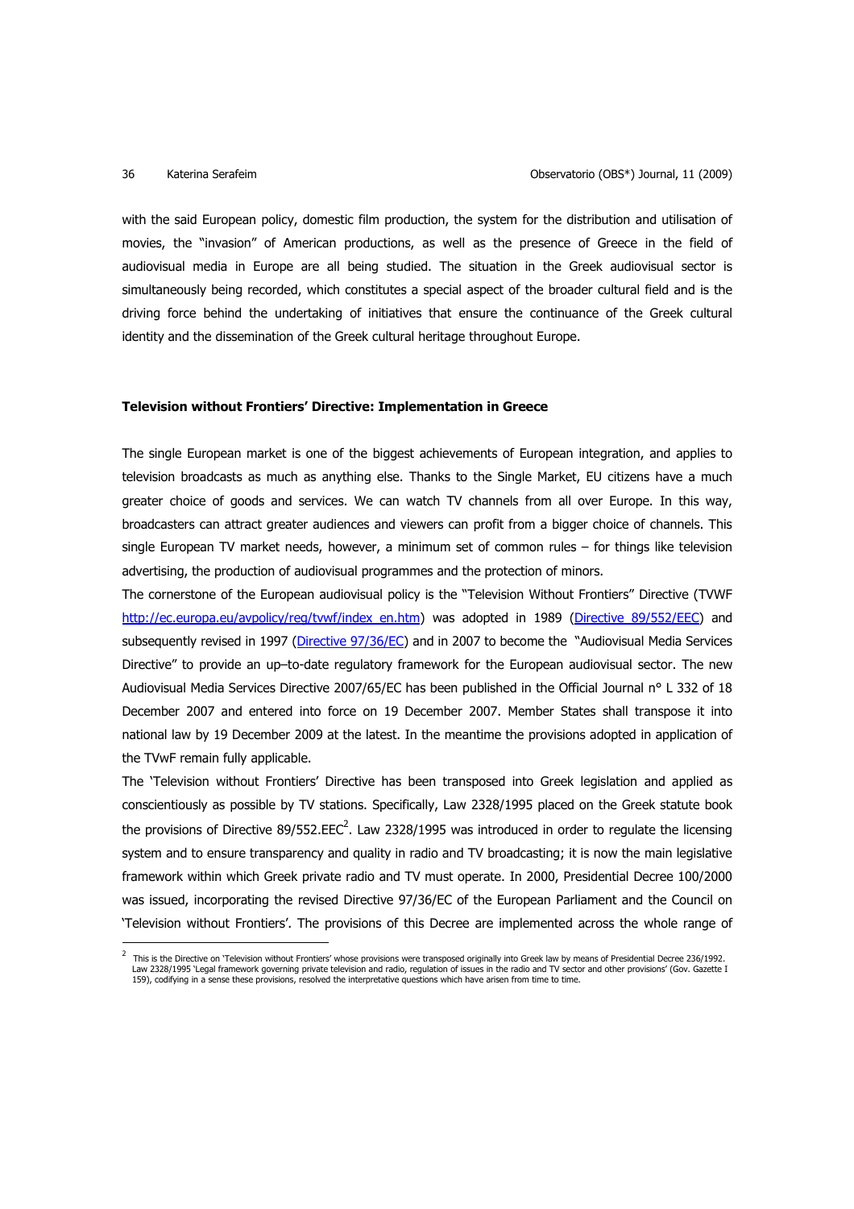with the said European policy, domestic film production, the system for the distribution and utilisation of movies, the "invasion" of American productions, as well as the presence of Greece in the field of audiovisual media in Europe are all being studied. The situation in the Greek audiovisual sector is simultaneously being recorded, which constitutes a special aspect of the broader cultural field and is the driving force behind the undertaking of initiatives that ensure the continuance of the Greek cultural identity and the dissemination of the Greek cultural heritage throughout Europe.

**Television without Frontiers' Directive: Implementation in Greece**

The single European market is one of the biggest achievements of European integration, and applies to television broadcasts as much as anything else. Thanks to the Single Market, EU citizens have a much greater choice of goods and services. We can watch TV channels from all over Europe. In this way, broadcasters can attract greater audiences and viewers can profit from a bigger choice of channels. This single European TV market needs, however, a minimum set of common rules – for things like television advertising, the production of audiovisual programmes and the protection of minors.

The cornerstone of the European audiovisual policy is the "Television Without Frontiers" Directive (TVWF http://ec.europa.eu/avpolicy/reg/tvwf/index_en.htm) was adopted in 1989 (Directive 89/552/EEC) and subsequently revised in 1997 (Directive 97/36/EC) and in 2007 to become the "Audiovisual Media Services Directive" to provide an up–to-date regulatory framework for the European audiovisual sector. The new Audiovisual Media Services Directive 2007/65/EC has been published in the Official Journal n° L 332 of 18 December 2007 and entered into force on 19 December 2007. Member States shall transpose it into national law by 19 December 2009 at the latest. In the meantime the provisions adopted in application of the TVwF remain fully applicable.

The 'Television without Frontiers' Directive has been transposed into Greek legislation and applied as conscientiously as possible by TV stations. Specifically, Law 2328/1995 placed on the Greek statute book the provisions of Directive 89/552.EEC[2]. Law 2328/1995 was introduced in order to regulate the licensing system and to ensure transparency and quality in radio and TV broadcasting; it is now the main legislative framework within which Greek private radio and TV must operate. In 2000, Presidential Decree 100/2000 was issued, incorporating the revised Directive 97/36/EC of the European Parliament and the Council on 'Television without Frontiers'. The provisions of this Decree are implemented across the whole range of

---

[2] This is the Directive on 'Television without Frontiers' whose provisions were transposed originally into Greek law by means of Presidential Decree 236/1992. Law 2328/1995 'Legal framework governing private television and radio, regulation of issues in the radio and TV sector and other provisions' (Gov. Gazette I 159), codifying in a sense these provisions, resolved the interpretative questions which have arisen from time to time.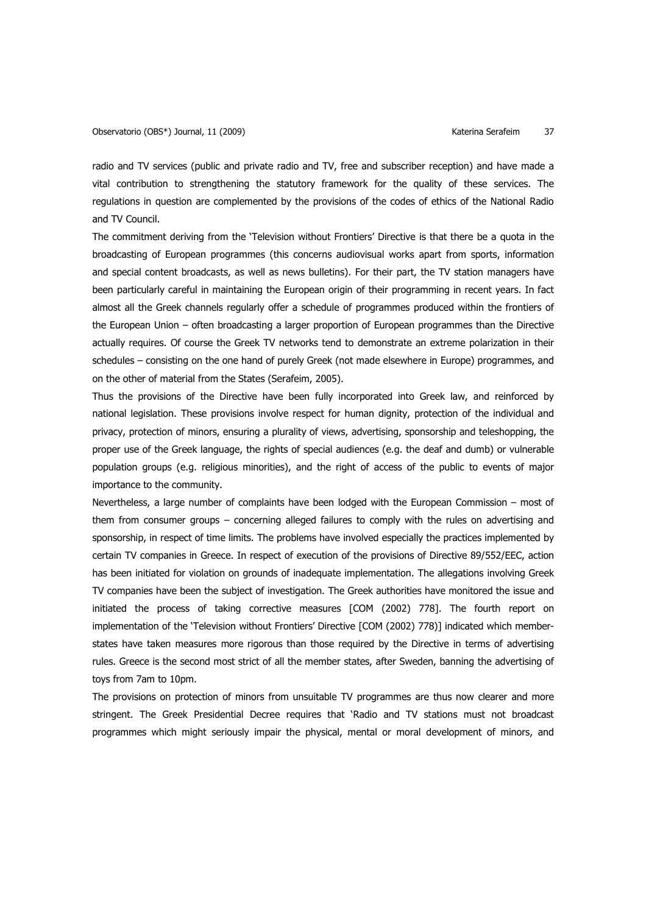radio and TV services (public and private radio and TV, free and subscriber reception) and have made a vital contribution to strengthening the statutory framework for the quality of these services. The regulations in question are complemented by the provisions of the codes of ethics of the National Radio and TV Council.

The commitment deriving from the 'Television without Frontiers' Directive is that there be a quota in the broadcasting of European programmes (this concerns audiovisual works apart from sports, information and special content broadcasts, as well as news bulletins). For their part, the TV station managers have been particularly careful in maintaining the European origin of their programming in recent years. In fact almost all the Greek channels regularly offer a schedule of programmes produced within the frontiers of the European Union – often broadcasting a larger proportion of European programmes than the Directive actually requires. Of course the Greek TV networks tend to demonstrate an extreme polarization in their schedules – consisting on the one hand of purely Greek (not made elsewhere in Europe) programmes, and on the other of material from the States (Serafeim, 2005).

Thus the provisions of the Directive have been fully incorporated into Greek law, and reinforced by national legislation. These provisions involve respect for human dignity, protection of the individual and privacy, protection of minors, ensuring a plurality of views, advertising, sponsorship and teleshopping, the proper use of the Greek language, the rights of special audiences (e.g. the deaf and dumb) or vulnerable population groups (e.g. religious minorities), and the right of access of the public to events of major importance to the community.

Nevertheless, a large number of complaints have been lodged with the European Commission – most of them from consumer groups – concerning alleged failures to comply with the rules on advertising and sponsorship, in respect of time limits. The problems have involved especially the practices implemented by certain TV companies in Greece. In respect of execution of the provisions of Directive 89/552/EEC, action has been initiated for violation on grounds of inadequate implementation. The allegations involving Greek TV companies have been the subject of investigation. The Greek authorities have monitored the issue and initiated the process of taking corrective measures [COM (2002) 778]. The fourth report on implementation of the 'Television without Frontiers' Directive [COM (2002) 778)] indicated which member-states have taken measures more rigorous than those required by the Directive in terms of advertising rules. Greece is the second most strict of all the member states, after Sweden, banning the advertising of toys from 7am to 10pm.

The provisions on protection of minors from unsuitable TV programmes are thus now clearer and more stringent. The Greek Presidential Decree requires that 'Radio and TV stations must not broadcast programmes which might seriously impair the physical, mental or moral development of minors, and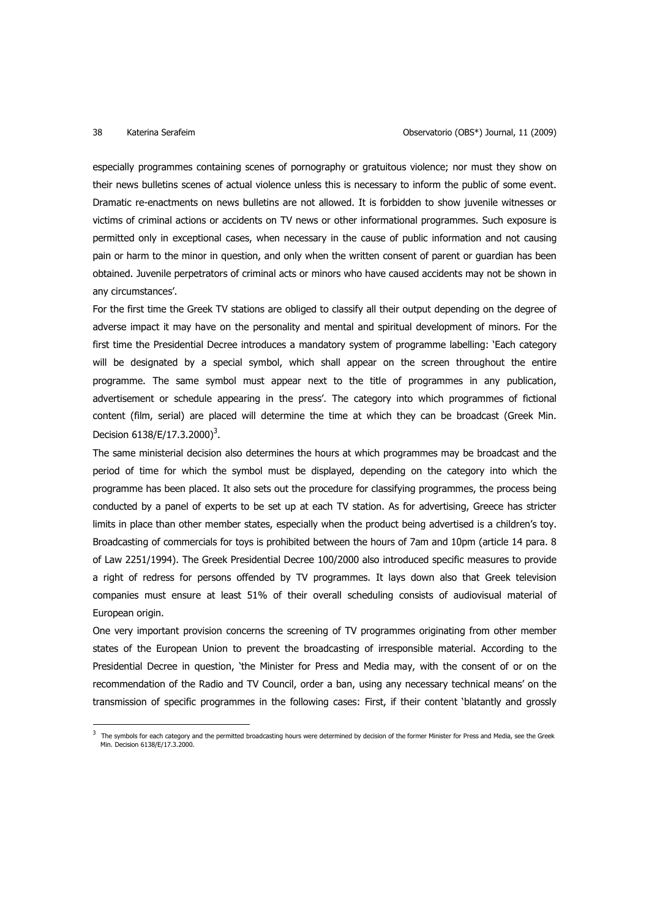especially programmes containing scenes of pornography or gratuitous violence; nor must they show on their news bulletins scenes of actual violence unless this is necessary to inform the public of some event. Dramatic re-enactments on news bulletins are not allowed. It is forbidden to show juvenile witnesses or victims of criminal actions or accidents on TV news or other informational programmes. Such exposure is permitted only in exceptional cases, when necessary in the cause of public information and not causing pain or harm to the minor in question, and only when the written consent of parent or guardian has been obtained. Juvenile perpetrators of criminal acts or minors who have caused accidents may not be shown in any circumstances'.

For the first time the Greek TV stations are obliged to classify all their output depending on the degree of adverse impact it may have on the personality and mental and spiritual development of minors. For the first time the Presidential Decree introduces a mandatory system of programme labelling: 'Each category will be designated by a special symbol, which shall appear on the screen throughout the entire programme. The same symbol must appear next to the title of programmes in any publication, advertisement or schedule appearing in the press'. The category into which programmes of fictional content (film, serial) are placed will determine the time at which they can be broadcast (Greek Min. Decision 6138/E/17.3.2000)[3].

The same ministerial decision also determines the hours at which programmes may be broadcast and the period of time for which the symbol must be displayed, depending on the category into which the programme has been placed. It also sets out the procedure for classifying programmes, the process being conducted by a panel of experts to be set up at each TV station. As for advertising, Greece has stricter limits in place than other member states, especially when the product being advertised is a children's toy. Broadcasting of commercials for toys is prohibited between the hours of 7am and 10pm (article 14 para. 8 of Law 2251/1994). The Greek Presidential Decree 100/2000 also introduced specific measures to provide a right of redress for persons offended by TV programmes. It lays down also that Greek television companies must ensure at least 51% of their overall scheduling consists of audiovisual material of European origin.

One very important provision concerns the screening of TV programmes originating from other member states of the European Union to prevent the broadcasting of irresponsible material. According to the Presidential Decree in question, 'the Minister for Press and Media may, with the consent of or on the recommendation of the Radio and TV Council, order a ban, using any necessary technical means' on the transmission of specific programmes in the following cases: First, if their content 'blatantly and grossly

---

[3] The symbols for each category and the permitted broadcasting hours were determined by decision of the former Minister for Press and Media, see the Greek Min. Decision 6138/E/17.3.2000.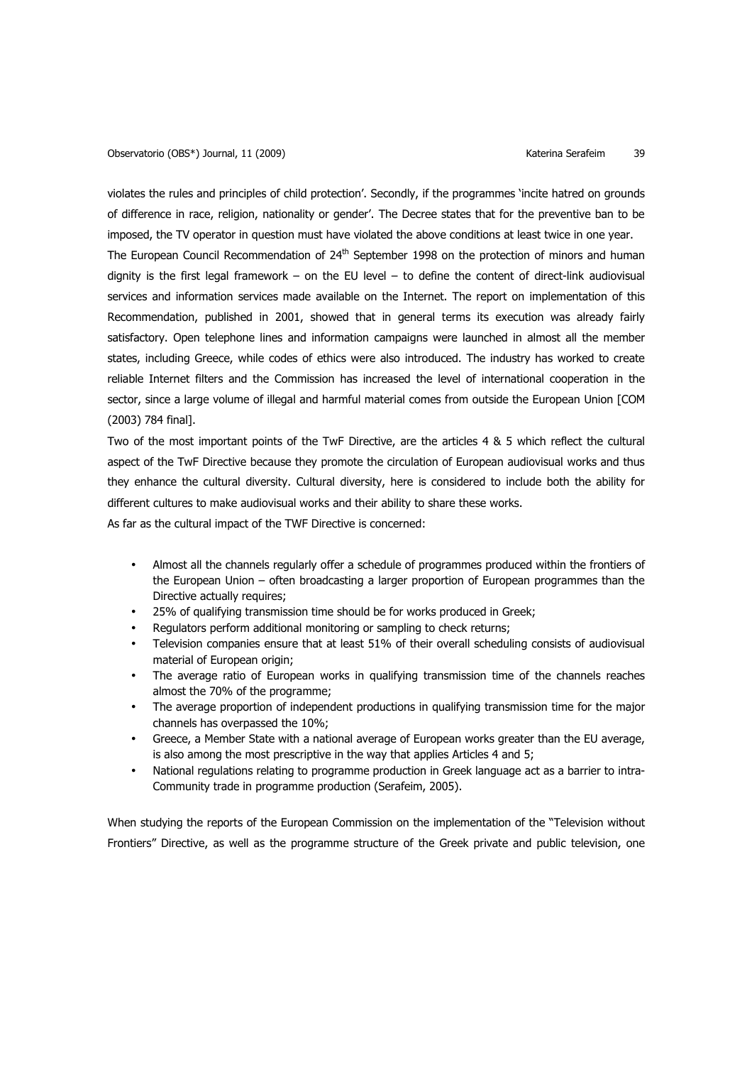violates the rules and principles of child protection'. Secondly, if the programmes 'incite hatred on grounds of difference in race, religion, nationality or gender'. The Decree states that for the preventive ban to be imposed, the TV operator in question must have violated the above conditions at least twice in one year.

The European Council Recommendation of 24th September 1998 on the protection of minors and human dignity is the first legal framework – on the EU level – to define the content of direct-link audiovisual services and information services made available on the Internet. The report on implementation of this Recommendation, published in 2001, showed that in general terms its execution was already fairly satisfactory. Open telephone lines and information campaigns were launched in almost all the member states, including Greece, while codes of ethics were also introduced. The industry has worked to create reliable Internet filters and the Commission has increased the level of international cooperation in the sector, since a large volume of illegal and harmful material comes from outside the European Union [COM (2003) 784 final].

Two of the most important points of the TwF Directive, are the articles 4 & 5 which reflect the cultural aspect of the TwF Directive because they promote the circulation of European audiovisual works and thus they enhance the cultural diversity. Cultural diversity, here is considered to include both the ability for different cultures to make audiovisual works and their ability to share these works.

As far as the cultural impact of the TWF Directive is concerned:

- Almost all the channels regularly offer a schedule of programmes produced within the frontiers of the European Union – often broadcasting a larger proportion of European programmes than the Directive actually requires;
- 25% of qualifying transmission time should be for works produced in Greek;
- Regulators perform additional monitoring or sampling to check returns;
- Television companies ensure that at least 51% of their overall scheduling consists of audiovisual material of European origin;
- The average ratio of European works in qualifying transmission time of the channels reaches almost the 70% of the programme;
- The average proportion of independent productions in qualifying transmission time for the major channels has overpassed the 10%;
- Greece, a Member State with a national average of European works greater than the EU average, is also among the most prescriptive in the way that applies Articles 4 and 5;
- National regulations relating to programme production in Greek language act as a barrier to intra-Community trade in programme production (Serafeim, 2005).

When studying the reports of the European Commission on the implementation of the "Television without Frontiers" Directive, as well as the programme structure of the Greek private and public television, one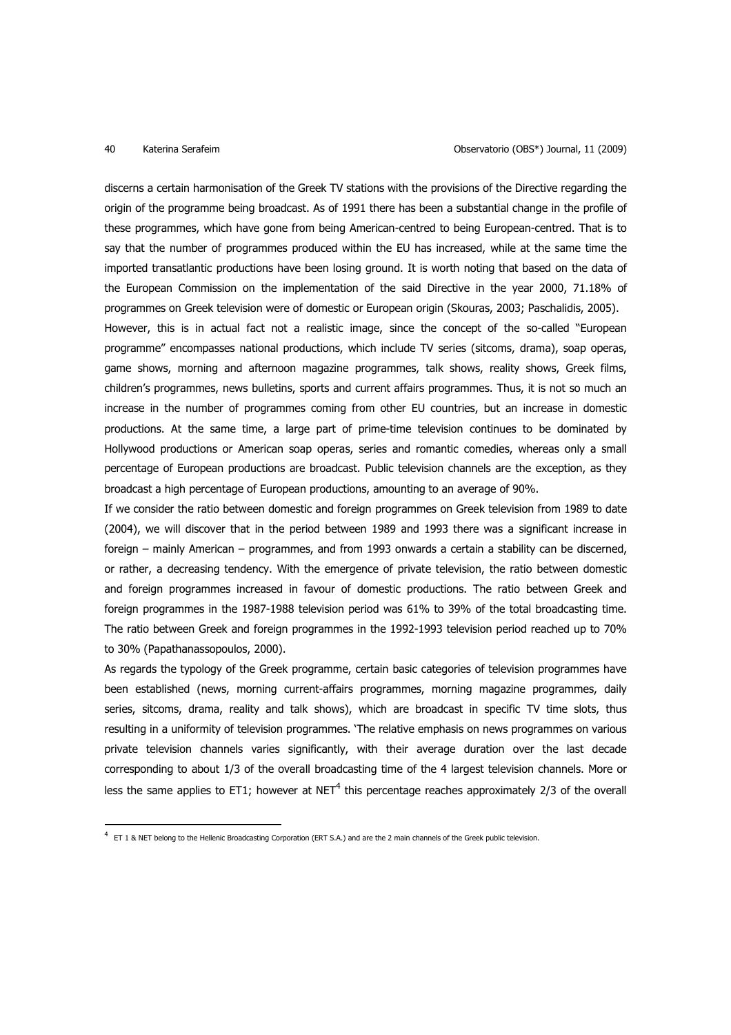discerns a certain harmonisation of the Greek TV stations with the provisions of the Directive regarding the origin of the programme being broadcast. As of 1991 there has been a substantial change in the profile of these programmes, which have gone from being American-centred to being European-centred. That is to say that the number of programmes produced within the EU has increased, while at the same time the imported transatlantic productions have been losing ground. It is worth noting that based on the data of the European Commission on the implementation of the said Directive in the year 2000, 71.18% of programmes on Greek television were of domestic or European origin (Skouras, 2003; Paschalidis, 2005).

However, this is in actual fact not a realistic image, since the concept of the so-called "European programme" encompasses national productions, which include TV series (sitcoms, drama), soap operas, game shows, morning and afternoon magazine programmes, talk shows, reality shows, Greek films, children's programmes, news bulletins, sports and current affairs programmes. Thus, it is not so much an increase in the number of programmes coming from other EU countries, but an increase in domestic productions. At the same time, a large part of prime-time television continues to be dominated by Hollywood productions or American soap operas, series and romantic comedies, whereas only a small percentage of European productions are broadcast. Public television channels are the exception, as they broadcast a high percentage of European productions, amounting to an average of 90%.

If we consider the ratio between domestic and foreign programmes on Greek television from 1989 to date (2004), we will discover that in the period between 1989 and 1993 there was a significant increase in foreign – mainly American – programmes, and from 1993 onwards a certain a stability can be discerned, or rather, a decreasing tendency. With the emergence of private television, the ratio between domestic and foreign programmes increased in favour of domestic productions. The ratio between Greek and foreign programmes in the 1987-1988 television period was 61% to 39% of the total broadcasting time. The ratio between Greek and foreign programmes in the 1992-1993 television period reached up to 70% to 30% (Papathanassopoulos, 2000).

As regards the typology of the Greek programme, certain basic categories of television programmes have been established (news, morning current-affairs programmes, morning magazine programmes, daily series, sitcoms, drama, reality and talk shows), which are broadcast in specific TV time slots, thus resulting in a uniformity of television programmes. 'The relative emphasis on news programmes on various private television channels varies significantly, with their average duration over the last decade corresponding to about 1/3 of the overall broadcasting time of the 4 largest television channels. More or less the same applies to ET1; however at NET[4] this percentage reaches approximately 2/3 of the overall

[4] ET 1 & NET belong to the Hellenic Broadcasting Corporation (ERT S.A.) and are the 2 main channels of the Greek public television.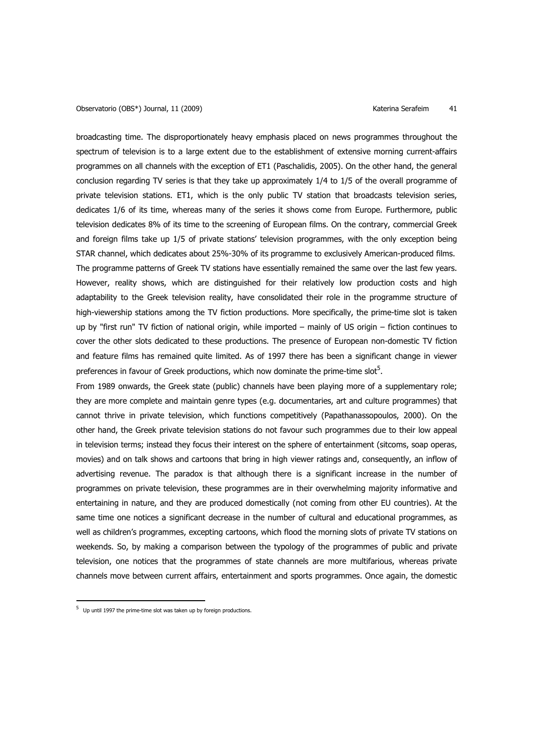broadcasting time. The disproportionately heavy emphasis placed on news programmes throughout the spectrum of television is to a large extent due to the establishment of extensive morning current-affairs programmes on all channels with the exception of ET1 (Paschalidis, 2005). On the other hand, the general conclusion regarding TV series is that they take up approximately 1/4 to 1/5 of the overall programme of private television stations. ET1, which is the only public TV station that broadcasts television series, dedicates 1/6 of its time, whereas many of the series it shows come from Europe. Furthermore, public television dedicates 8% of its time to the screening of European films. On the contrary, commercial Greek and foreign films take up 1/5 of private stations' television programmes, with the only exception being STAR channel, which dedicates about 25%-30% of its programme to exclusively American-produced films.

The programme patterns of Greek TV stations have essentially remained the same over the last few years. However, reality shows, which are distinguished for their relatively low production costs and high adaptability to the Greek television reality, have consolidated their role in the programme structure of high-viewership stations among the TV fiction productions. More specifically, the prime-time slot is taken up by "first run" TV fiction of national origin, while imported – mainly of US origin – fiction continues to cover the other slots dedicated to these productions. The presence of European non-domestic TV fiction and feature films has remained quite limited. As of 1997 there has been a significant change in viewer preferences in favour of Greek productions, which now dominate the prime-time slot[5].

From 1989 onwards, the Greek state (public) channels have been playing more of a supplementary role; they are more complete and maintain genre types (e.g. documentaries, art and culture programmes) that cannot thrive in private television, which functions competitively (Papathanassopoulos, 2000). On the other hand, the Greek private television stations do not favour such programmes due to their low appeal in television terms; instead they focus their interest on the sphere of entertainment (sitcoms, soap operas, movies) and on talk shows and cartoons that bring in high viewer ratings and, consequently, an inflow of advertising revenue. The paradox is that although there is a significant increase in the number of programmes on private television, these programmes are in their overwhelming majority informative and entertaining in nature, and they are produced domestically (not coming from other EU countries). At the same time one notices a significant decrease in the number of cultural and educational programmes, as well as children's programmes, excepting cartoons, which flood the morning slots of private TV stations on weekends. So, by making a comparison between the typology of the programmes of public and private television, one notices that the programmes of state channels are more multifarious, whereas private channels move between current affairs, entertainment and sports programmes. Once again, the domestic

[5] Up until 1997 the prime-time slot was taken up by foreign productions.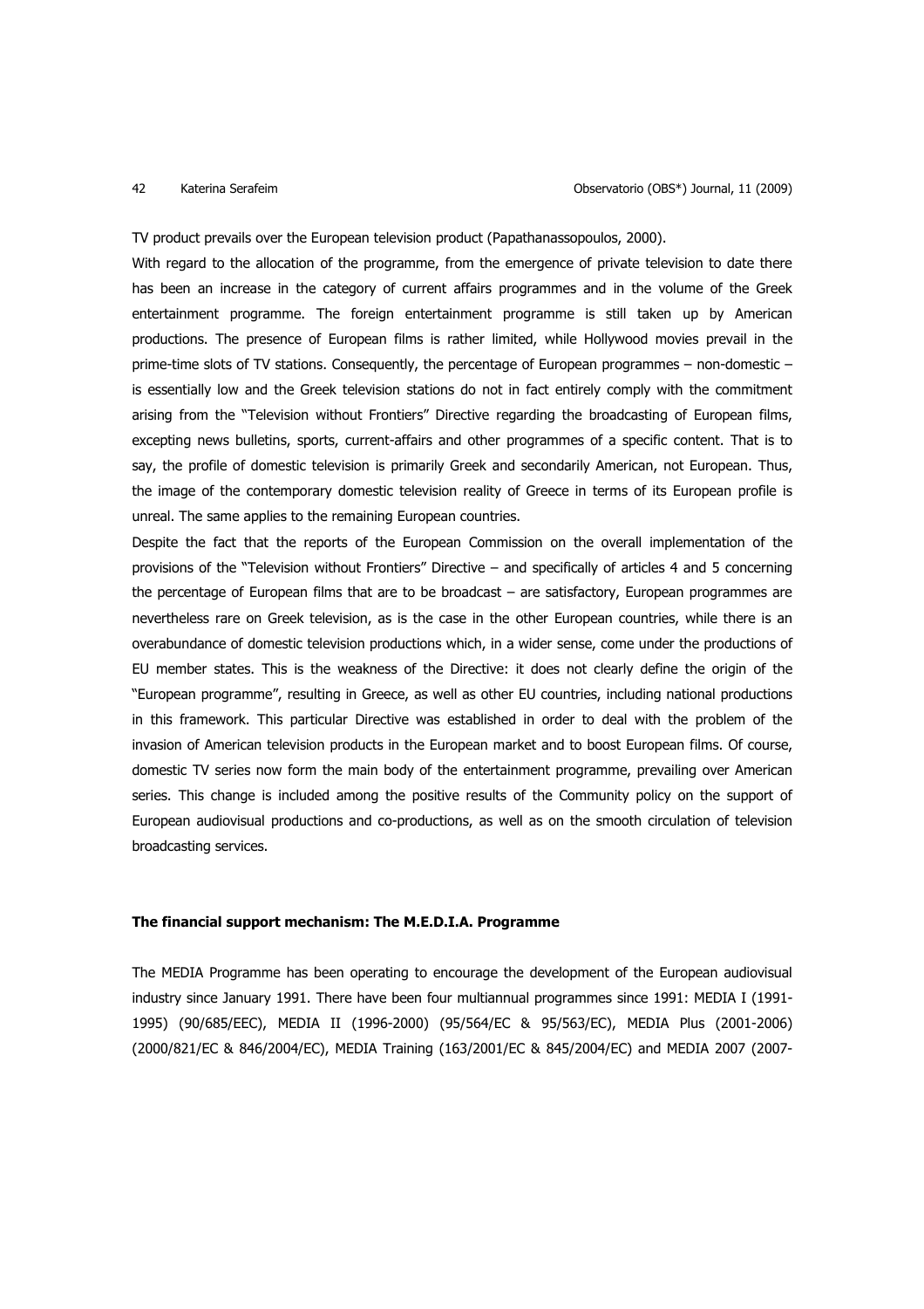TV product prevails over the European television product (Papathanassopoulos, 2000).

With regard to the allocation of the programme, from the emergence of private television to date there has been an increase in the category of current affairs programmes and in the volume of the Greek entertainment programme. The foreign entertainment programme is still taken up by American productions. The presence of European films is rather limited, while Hollywood movies prevail in the prime-time slots of TV stations. Consequently, the percentage of European programmes – non-domestic – is essentially low and the Greek television stations do not in fact entirely comply with the commitment arising from the "Television without Frontiers" Directive regarding the broadcasting of European films, excepting news bulletins, sports, current-affairs and other programmes of a specific content. That is to say, the profile of domestic television is primarily Greek and secondarily American, not European. Thus, the image of the contemporary domestic television reality of Greece in terms of its European profile is unreal. The same applies to the remaining European countries.

Despite the fact that the reports of the European Commission on the overall implementation of the provisions of the "Television without Frontiers" Directive – and specifically of articles 4 and 5 concerning the percentage of European films that are to be broadcast – are satisfactory, European programmes are nevertheless rare on Greek television, as is the case in the other European countries, while there is an overabundance of domestic television productions which, in a wider sense, come under the productions of EU member states. This is the weakness of the Directive: it does not clearly define the origin of the "European programme", resulting in Greece, as well as other EU countries, including national productions in this framework. This particular Directive was established in order to deal with the problem of the invasion of American television products in the European market and to boost European films. Of course, domestic TV series now form the main body of the entertainment programme, prevailing over American series. This change is included among the positive results of the Community policy on the support of European audiovisual productions and co-productions, as well as on the smooth circulation of television broadcasting services.

**The financial support mechanism: The M.E.D.I.A. Programme**

The MEDIA Programme has been operating to encourage the development of the European audiovisual industry since January 1991. There have been four multiannual programmes since 1991: MEDIA I (1991-1995) (90/685/EEC), MEDIA II (1996-2000) (95/564/EC & 95/563/EC), MEDIA Plus (2001-2006) (2000/821/EC & 846/2004/EC), MEDIA Training (163/2001/EC & 845/2004/EC) and MEDIA 2007 (2007-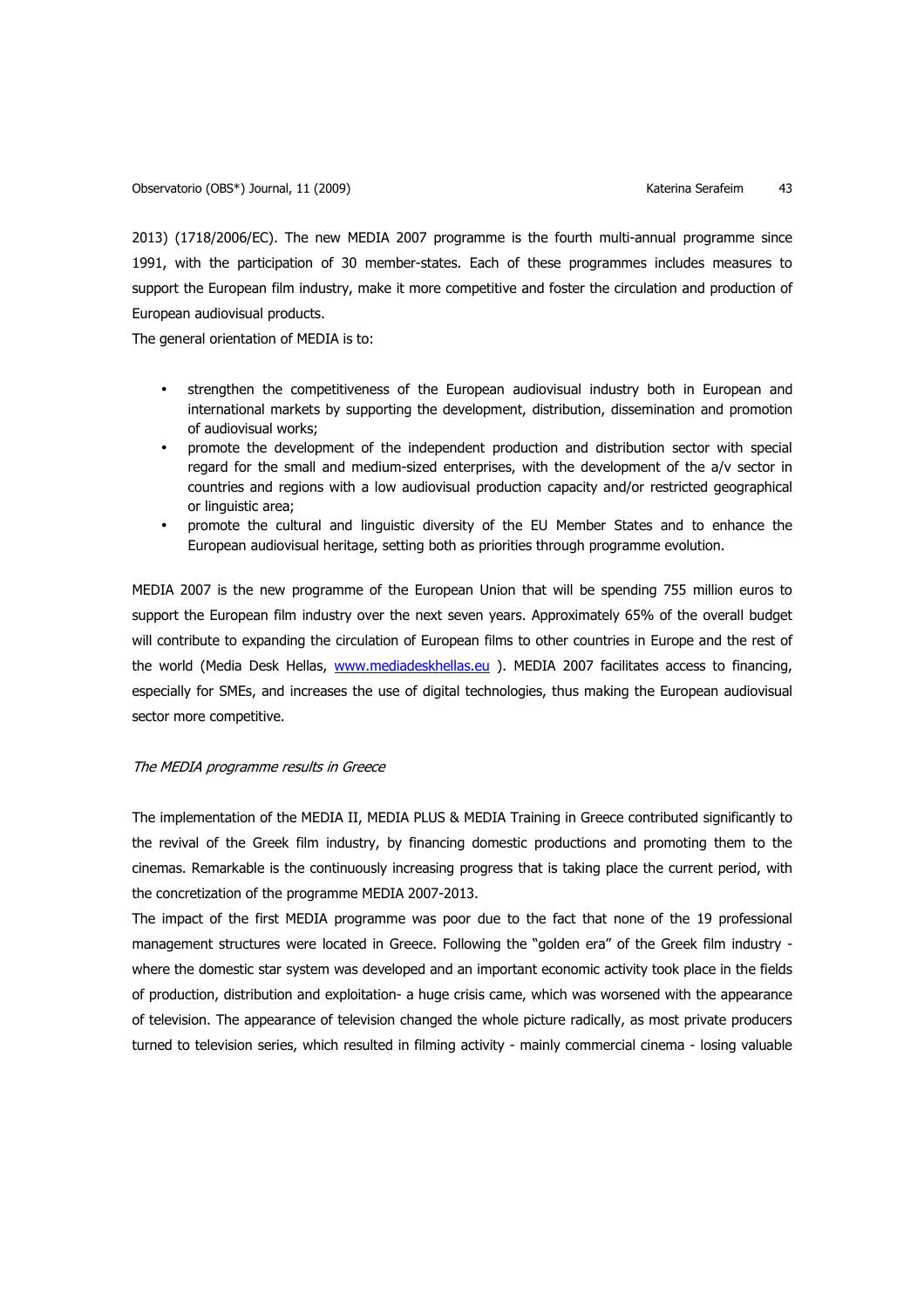2013) (1718/2006/EC). The new MEDIA 2007 programme is the fourth multi-annual programme since 1991, with the participation of 30 member-states. Each of these programmes includes measures to support the European film industry, make it more competitive and foster the circulation and production of European audiovisual products.

The general orientation of MEDIA is to:

- strengthen the competitiveness of the European audiovisual industry both in European and international markets by supporting the development, distribution, dissemination and promotion of audiovisual works;
- promote the development of the independent production and distribution sector with special regard for the small and medium-sized enterprises, with the development of the a/v sector in countries and regions with a low audiovisual production capacity and/or restricted geographical or linguistic area;
- promote the cultural and linguistic diversity of the EU Member States and to enhance the European audiovisual heritage, setting both as priorities through programme evolution.

MEDIA 2007 is the new programme of the European Union that will be spending 755 million euros to support the European film industry over the next seven years. Approximately 65% of the overall budget will contribute to expanding the circulation of European films to other countries in Europe and the rest of the world (Media Desk Hellas, [www.mediadeskhellas.eu](www.mediadeskhellas.eu) ). MEDIA 2007 facilitates access to financing, especially for SMEs, and increases the use of digital technologies, thus making the European audiovisual sector more competitive.

*The MEDIA programme results in Greece*

The implementation of the MEDIA II, MEDIA PLUS & MEDIA Training in Greece contributed significantly to the revival of the Greek film industry, by financing domestic productions and promoting them to the cinemas. Remarkable is the continuously increasing progress that is taking place the current period, with the concretization of the programme MEDIA 2007-2013.

The impact of the first MEDIA programme was poor due to the fact that none of the 19 professional management structures were located in Greece. Following the "golden era" of the Greek film industry - where the domestic star system was developed and an important economic activity took place in the fields of production, distribution and exploitation- a huge crisis came, which was worsened with the appearance of television. The appearance of television changed the whole picture radically, as most private producers turned to television series, which resulted in filming activity - mainly commercial cinema - losing valuable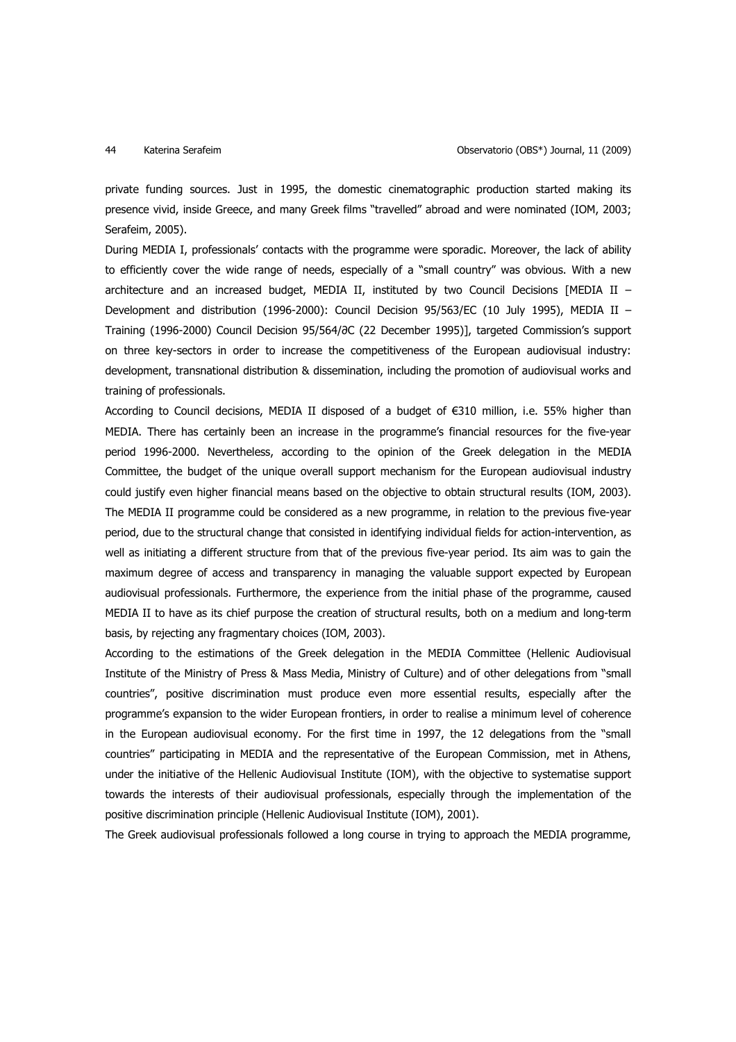private funding sources. Just in 1995, the domestic cinematographic production started making its presence vivid, inside Greece, and many Greek films "travelled" abroad and were nominated (IOM, 2003; Serafeim, 2005).

During MEDIA I, professionals' contacts with the programme were sporadic. Moreover, the lack of ability to efficiently cover the wide range of needs, especially of a "small country" was obvious. With a new architecture and an increased budget, MEDIA II, instituted by two Council Decisions [MEDIA II – Development and distribution (1996-2000): Council Decision 95/563/EC (10 July 1995), MEDIA II – Training (1996-2000) Council Decision 95/564/∂C (22 December 1995)], targeted Commission's support on three key-sectors in order to increase the competitiveness of the European audiovisual industry: development, transnational distribution & dissemination, including the promotion of audiovisual works and training of professionals.

According to Council decisions, MEDIA II disposed of a budget of €310 million, i.e. 55% higher than MEDIA. There has certainly been an increase in the programme's financial resources for the five-year period 1996-2000. Nevertheless, according to the opinion of the Greek delegation in the MEDIA Committee, the budget of the unique overall support mechanism for the European audiovisual industry could justify even higher financial means based on the objective to obtain structural results (IOM, 2003).

The MEDIA II programme could be considered as a new programme, in relation to the previous five-year period, due to the structural change that consisted in identifying individual fields for action-intervention, as well as initiating a different structure from that of the previous five-year period. Its aim was to gain the maximum degree of access and transparency in managing the valuable support expected by European audiovisual professionals. Furthermore, the experience from the initial phase of the programme, caused MEDIA II to have as its chief purpose the creation of structural results, both on a medium and long-term basis, by rejecting any fragmentary choices (IOM, 2003).

According to the estimations of the Greek delegation in the MEDIA Committee (Hellenic Audiovisual Institute of the Ministry of Press & Mass Media, Ministry of Culture) and of other delegations from "small countries", positive discrimination must produce even more essential results, especially after the programme's expansion to the wider European frontiers, in order to realise a minimum level of coherence in the European audiovisual economy. For the first time in 1997, the 12 delegations from the "small countries" participating in MEDIA and the representative of the European Commission, met in Athens, under the initiative of the Hellenic Audiovisual Institute (IOM), with the objective to systematise support towards the interests of their audiovisual professionals, especially through the implementation of the positive discrimination principle (Hellenic Audiovisual Institute (IOM), 2001).

The Greek audiovisual professionals followed a long course in trying to approach the MEDIA programme,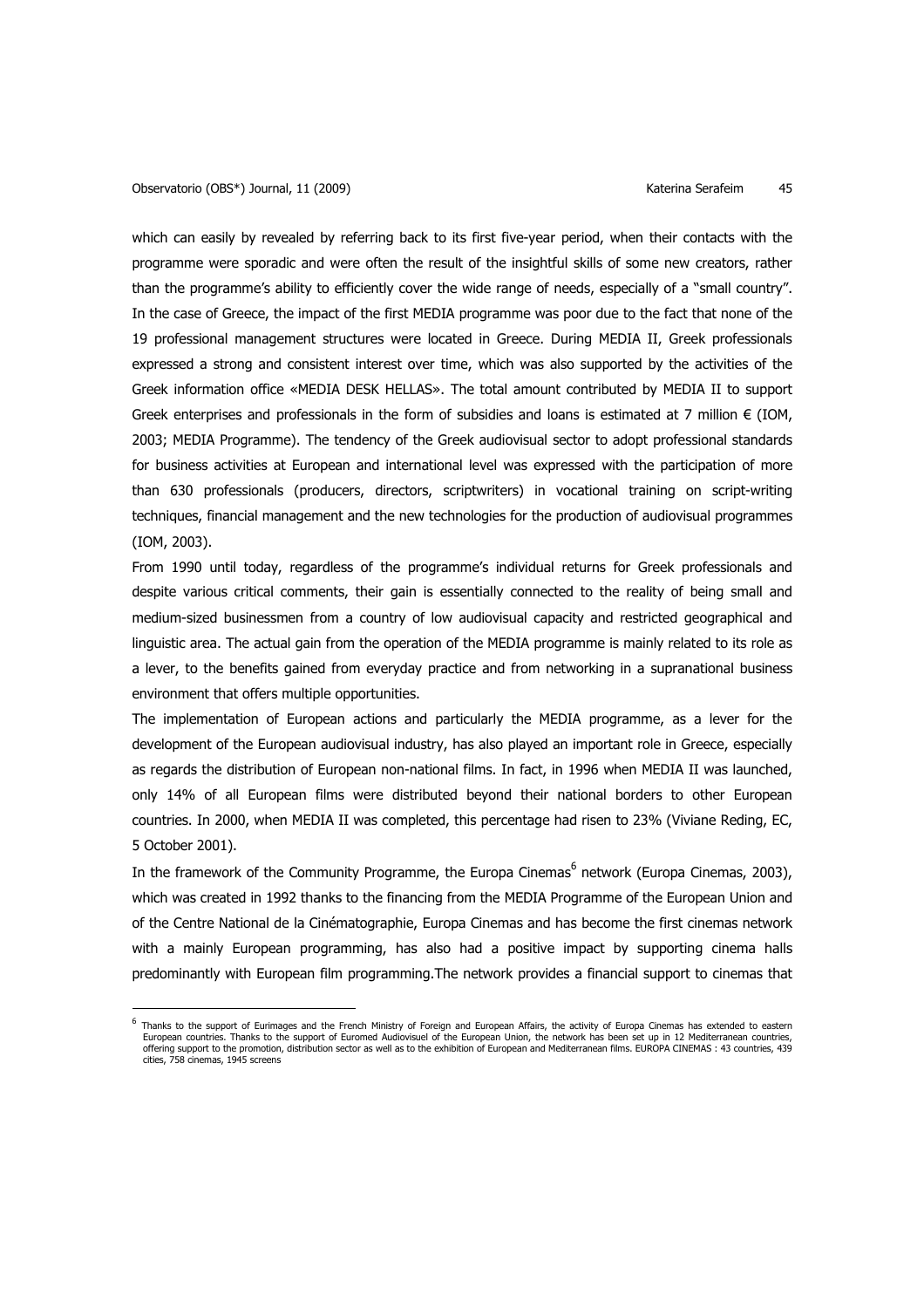which can easily by revealed by referring back to its first five-year period, when their contacts with the programme were sporadic and were often the result of the insightful skills of some new creators, rather than the programme's ability to efficiently cover the wide range of needs, especially of a "small country". In the case of Greece, the impact of the first MEDIA programme was poor due to the fact that none of the 19 professional management structures were located in Greece. During MEDIA II, Greek professionals expressed a strong and consistent interest over time, which was also supported by the activities of the Greek information office «MEDIA DESK HELLAS». The total amount contributed by MEDIA II to support Greek enterprises and professionals in the form of subsidies and loans is estimated at 7 million € (IOM, 2003; MEDIA Programme). The tendency of the Greek audiovisual sector to adopt professional standards for business activities at European and international level was expressed with the participation of more than 630 professionals (producers, directors, scriptwriters) in vocational training on script-writing techniques, financial management and the new technologies for the production of audiovisual programmes (IOM, 2003).

From 1990 until today, regardless of the programme's individual returns for Greek professionals and despite various critical comments, their gain is essentially connected to the reality of being small and medium-sized businessmen from a country of low audiovisual capacity and restricted geographical and linguistic area. The actual gain from the operation of the MEDIA programme is mainly related to its role as a lever, to the benefits gained from everyday practice and from networking in a supranational business environment that offers multiple opportunities.

The implementation of European actions and particularly the MEDIA programme, as a lever for the development of the European audiovisual industry, has also played an important role in Greece, especially as regards the distribution of European non-national films. In fact, in 1996 when MEDIA II was launched, only 14% of all European films were distributed beyond their national borders to other European countries. In 2000, when MEDIA II was completed, this percentage had risen to 23% (Viviane Reding, EC, 5 October 2001).

In the framework of the Community Programme, the Europa Cinemas[6] network (Europa Cinemas, 2003), which was created in 1992 thanks to the financing from the MEDIA Programme of the European Union and of the Centre National de la Cinématographie, Europa Cinemas and has become the first cinemas network with a mainly European programming, has also had a positive impact by supporting cinema halls predominantly with European film programming.The network provides a financial support to cinemas that

[6] Thanks to the support of Eurimages and the French Ministry of Foreign and European Affairs, the activity of Europa Cinemas has extended to eastern European countries. Thanks to the support of Euromed Audiovisuel of the European Union, the network has been set up in 12 Mediterranean countries, offering support to the promotion, distribution sector as well as to the exhibition of European and Mediterranean films. EUROPA CINEMAS : 43 countries, 439 cities, 758 cinemas, 1945 screens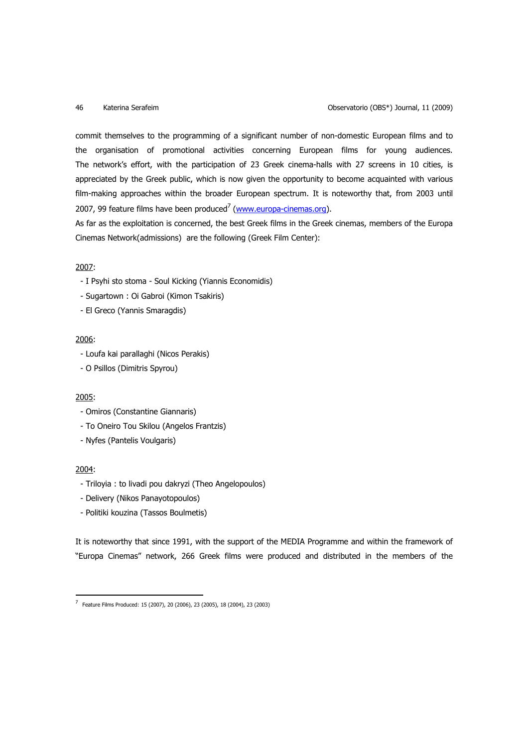commit themselves to the programming of a significant number of non-domestic European films and to the organisation of promotional activities concerning European films for young audiences. The network's effort, with the participation of 23 Greek cinema-halls with 27 screens in 10 cities, is appreciated by the Greek public, which is now given the opportunity to become acquainted with various film-making approaches within the broader European spectrum. It is noteworthy that, from 2003 until 2007, 99 feature films have been produced[7] (www.europa-cinemas.org).

As far as the exploitation is concerned, the best Greek films in the Greek cinemas, members of the Europa Cinemas Network(admissions) are the following (Greek Film Center):

2007:

- I Psyhi sto stoma - Soul Kicking (Yiannis Economidis)
- Sugartown : Oi Gabroi (Kimon Tsakiris)
- El Greco (Yannis Smaragdis)

2006:

- Loufa kai parallaghi (Nicos Perakis)
- O Psillos (Dimitris Spyrou)

2005:

- Omiros (Constantine Giannaris)
- To Oneiro Tou Skilou (Angelos Frantzis)
- Nyfes (Pantelis Voulgaris)

2004:

- Triloyia : to livadi pou dakryzi (Theo Angelopoulos)
- Delivery (Nikos Panayotopoulos)
- Politiki kouzina (Tassos Boulmetis)

It is noteworthy that since 1991, with the support of the MEDIA Programme and within the framework of "Europa Cinemas" network, 266 Greek films were produced and distributed in the members of the

[7] Feature Films Produced: 15 (2007), 20 (2006), 23 (2005), 18 (2004), 23 (2003)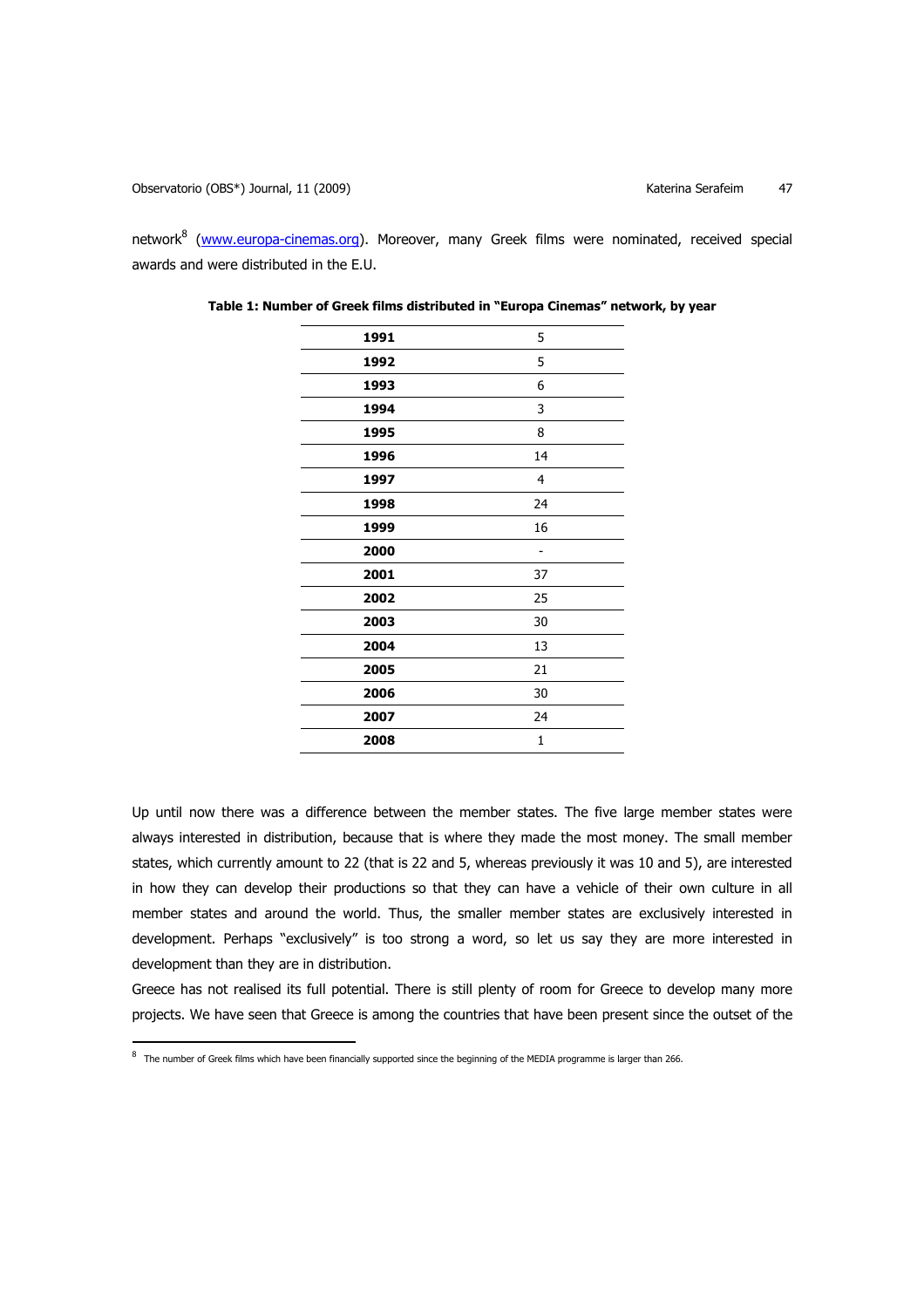network[8] (www.europa-cinemas.org). Moreover, many Greek films were nominated, received special awards and were distributed in the E.U.

**Table 1: Number of Greek films distributed in "Europa Cinemas" network, by year**

| | |
|---|---|
| **1991** | 5 |
| **1992** | 5 |
| **1993** | 6 |
| **1994** | 3 |
| **1995** | 8 |
| **1996** | 14 |
| **1997** | 4 |
| **1998** | 24 |
| **1999** | 16 |
| **2000** | - |
| **2001** | 37 |
| **2002** | 25 |
| **2003** | 30 |
| **2004** | 13 |
| **2005** | 21 |
| **2006** | 30 |
| **2007** | 24 |
| **2008** | 1 |

Up until now there was a difference between the member states. The five large member states were always interested in distribution, because that is where they made the most money. The small member states, which currently amount to 22 (that is 22 and 5, whereas previously it was 10 and 5), are interested in how they can develop their productions so that they can have a vehicle of their own culture in all member states and around the world. Thus, the smaller member states are exclusively interested in development. Perhaps "exclusively" is too strong a word, so let us say they are more interested in development than they are in distribution.

Greece has not realised its full potential. There is still plenty of room for Greece to develop many more projects. We have seen that Greece is among the countries that have been present since the outset of the

[8] The number of Greek films which have been financially supported since the beginning of the MEDIA programme is larger than 266.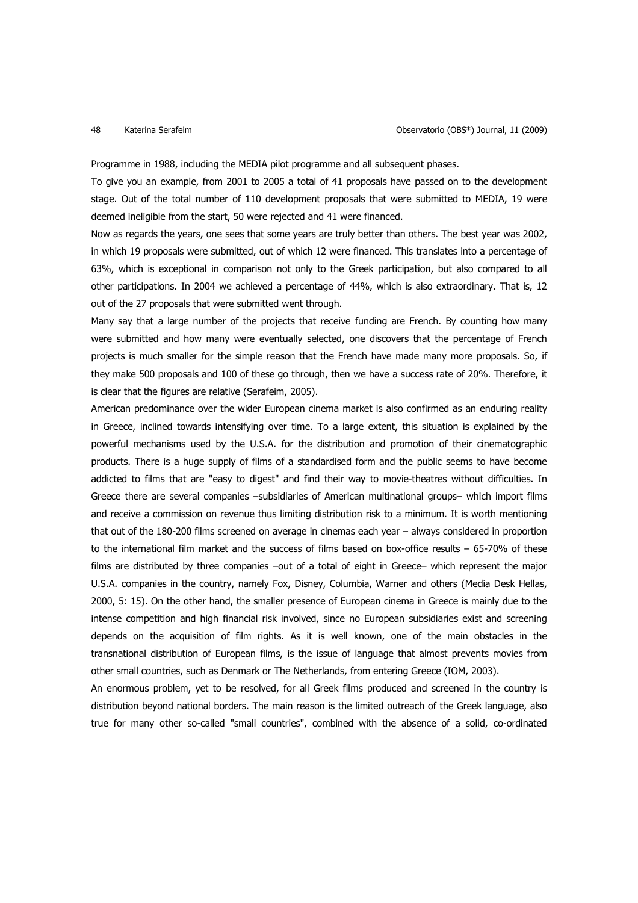Programme in 1988, including the MEDIA pilot programme and all subsequent phases.

To give you an example, from 2001 to 2005 a total of 41 proposals have passed on to the development stage. Out of the total number of 110 development proposals that were submitted to MEDIA, 19 were deemed ineligible from the start, 50 were rejected and 41 were financed.

Now as regards the years, one sees that some years are truly better than others. The best year was 2002, in which 19 proposals were submitted, out of which 12 were financed. This translates into a percentage of 63%, which is exceptional in comparison not only to the Greek participation, but also compared to all other participations. In 2004 we achieved a percentage of 44%, which is also extraordinary. That is, 12 out of the 27 proposals that were submitted went through.

Many say that a large number of the projects that receive funding are French. By counting how many were submitted and how many were eventually selected, one discovers that the percentage of French projects is much smaller for the simple reason that the French have made many more proposals. So, if they make 500 proposals and 100 of these go through, then we have a success rate of 20%. Therefore, it is clear that the figures are relative (Serafeim, 2005).

American predominance over the wider European cinema market is also confirmed as an enduring reality in Greece, inclined towards intensifying over time. To a large extent, this situation is explained by the powerful mechanisms used by the U.S.A. for the distribution and promotion of their cinematographic products. There is a huge supply of films of a standardised form and the public seems to have become addicted to films that are "easy to digest" and find their way to movie-theatres without difficulties. In Greece there are several companies –subsidiaries of American multinational groups– which import films and receive a commission on revenue thus limiting distribution risk to a minimum. It is worth mentioning that out of the 180-200 films screened on average in cinemas each year – always considered in proportion to the international film market and the success of films based on box-office results – 65-70% of these films are distributed by three companies –out of a total of eight in Greece– which represent the major U.S.A. companies in the country, namely Fox, Disney, Columbia, Warner and others (Media Desk Hellas, 2000, 5: 15). On the other hand, the smaller presence of European cinema in Greece is mainly due to the intense competition and high financial risk involved, since no European subsidiaries exist and screening depends on the acquisition of film rights. As it is well known, one of the main obstacles in the transnational distribution of European films, is the issue of language that almost prevents movies from other small countries, such as Denmark or The Netherlands, from entering Greece (IOM, 2003).

An enormous problem, yet to be resolved, for all Greek films produced and screened in the country is distribution beyond national borders. The main reason is the limited outreach of the Greek language, also true for many other so-called "small countries", combined with the absence of a solid, co-ordinated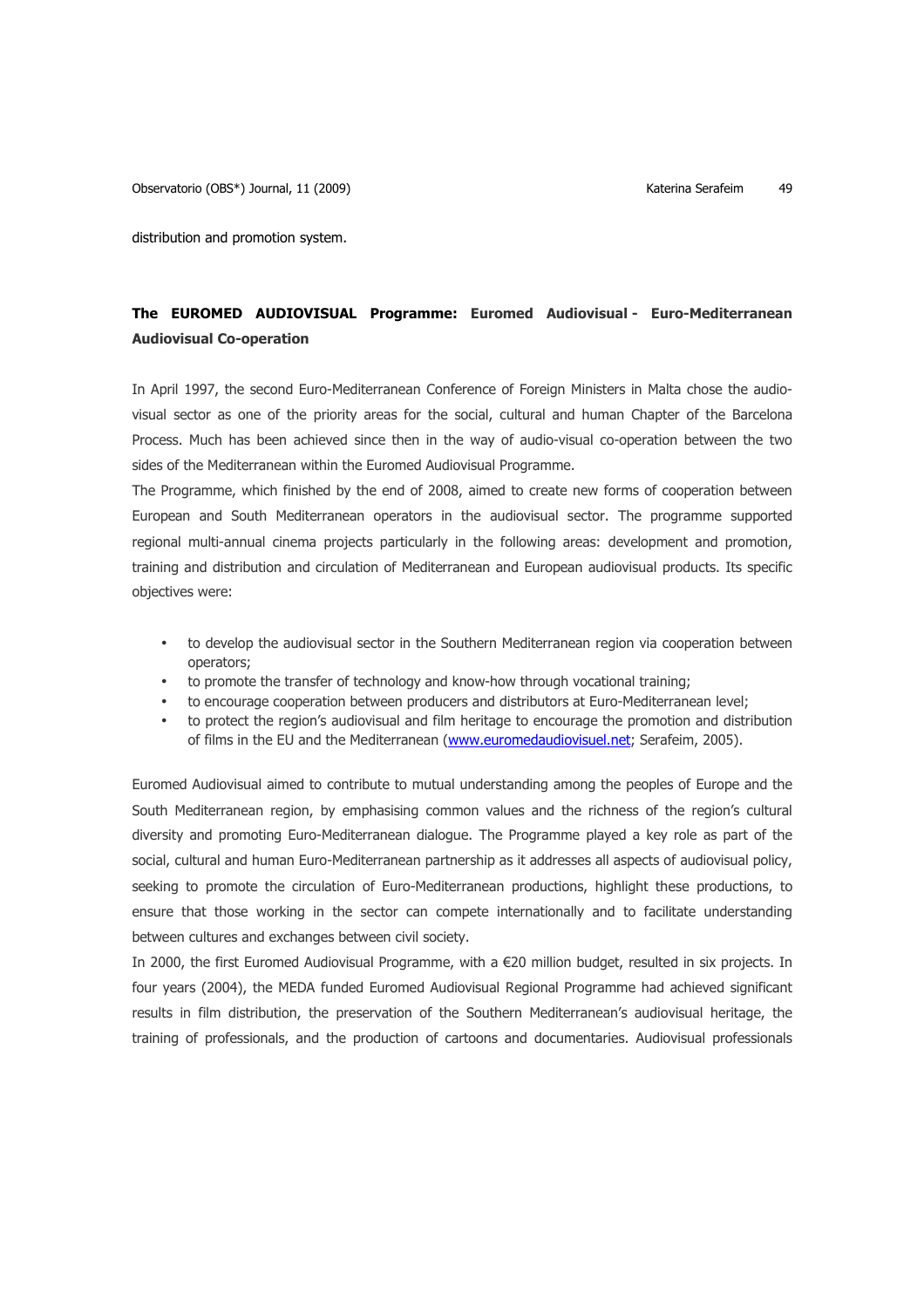distribution and promotion system.

## **The EUROMED AUDIOVISUAL Programme: Euromed Audiovisual - Euro-Mediterranean Audiovisual Co-operation**

In April 1997, the second Euro-Mediterranean Conference of Foreign Ministers in Malta chose the audio-visual sector as one of the priority areas for the social, cultural and human Chapter of the Barcelona Process. Much has been achieved since then in the way of audio-visual co-operation between the two sides of the Mediterranean within the Euromed Audiovisual Programme.

The Programme, which finished by the end of 2008, aimed to create new forms of cooperation between European and South Mediterranean operators in the audiovisual sector. The programme supported regional multi-annual cinema projects particularly in the following areas: development and promotion, training and distribution and circulation of Mediterranean and European audiovisual products. Its specific objectives were:

- to develop the audiovisual sector in the Southern Mediterranean region via cooperation between operators;
- to promote the transfer of technology and know-how through vocational training;
- to encourage cooperation between producers and distributors at Euro-Mediterranean level;
- to protect the region's audiovisual and film heritage to encourage the promotion and distribution of films in the EU and the Mediterranean (www.euromedaudiovisuel.net; Serafeim, 2005).

Euromed Audiovisual aimed to contribute to mutual understanding among the peoples of Europe and the South Mediterranean region, by emphasising common values and the richness of the region's cultural diversity and promoting Euro-Mediterranean dialogue. The Programme played a key role as part of the social, cultural and human Euro-Mediterranean partnership as it addresses all aspects of audiovisual policy, seeking to promote the circulation of Euro-Mediterranean productions, highlight these productions, to ensure that those working in the sector can compete internationally and to facilitate understanding between cultures and exchanges between civil society.

In 2000, the first Euromed Audiovisual Programme, with a €20 million budget, resulted in six projects. In four years (2004), the MEDA funded Euromed Audiovisual Regional Programme had achieved significant results in film distribution, the preservation of the Southern Mediterranean's audiovisual heritage, the training of professionals, and the production of cartoons and documentaries. Audiovisual professionals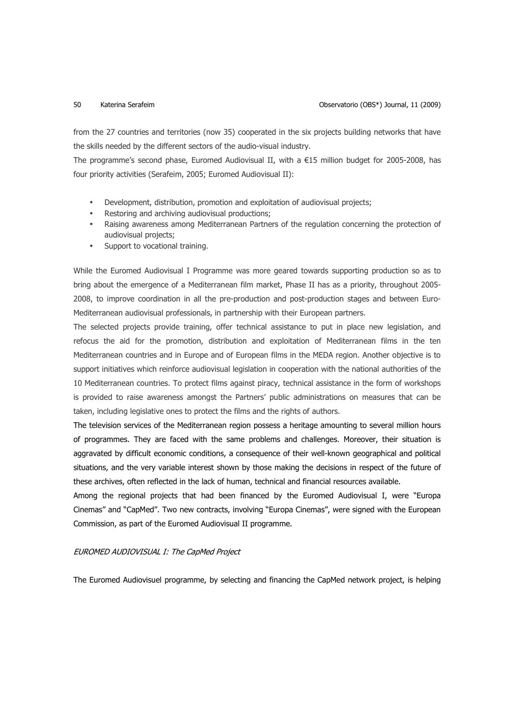from the 27 countries and territories (now 35) cooperated in the six projects building networks that have the skills needed by the different sectors of the audio-visual industry.

The programme's second phase, Euromed Audiovisual II, with a €15 million budget for 2005-2008, has four priority activities (Serafeim, 2005; Euromed Audiovisual II):

- Development, distribution, promotion and exploitation of audiovisual projects;
- Restoring and archiving audiovisual productions;
- Raising awareness among Mediterranean Partners of the regulation concerning the protection of audiovisual projects;
- Support to vocational training.

While the Euromed Audiovisual I Programme was more geared towards supporting production so as to bring about the emergence of a Mediterranean film market, Phase II has as a priority, throughout 2005-2008, to improve coordination in all the pre-production and post-production stages and between Euro-Mediterranean audiovisual professionals, in partnership with their European partners.

The selected projects provide training, offer technical assistance to put in place new legislation, and refocus the aid for the promotion, distribution and exploitation of Mediterranean films in the ten Mediterranean countries and in Europe and of European films in the MEDA region. Another objective is to support initiatives which reinforce audiovisual legislation in cooperation with the national authorities of the 10 Mediterranean countries. To protect films against piracy, technical assistance in the form of workshops is provided to raise awareness amongst the Partners' public administrations on measures that can be taken, including legislative ones to protect the films and the rights of authors.

The television services of the Mediterranean region possess a heritage amounting to several million hours of programmes. They are faced with the same problems and challenges. Moreover, their situation is aggravated by difficult economic conditions, a consequence of their well-known geographical and political situations, and the very variable interest shown by those making the decisions in respect of the future of these archives, often reflected in the lack of human, technical and financial resources available.

Among the regional projects that had been financed by the Euromed Audiovisual I, were "Europa Cinemas" and "CapMed". Two new contracts, involving "Europa Cinemas", were signed with the European Commission, as part of the Euromed Audiovisual II programme.

*EUROMED AUDIOVISUAL I: The CapMed Project*

The Euromed Audiovisuel programme, by selecting and financing the CapMed network project, is helping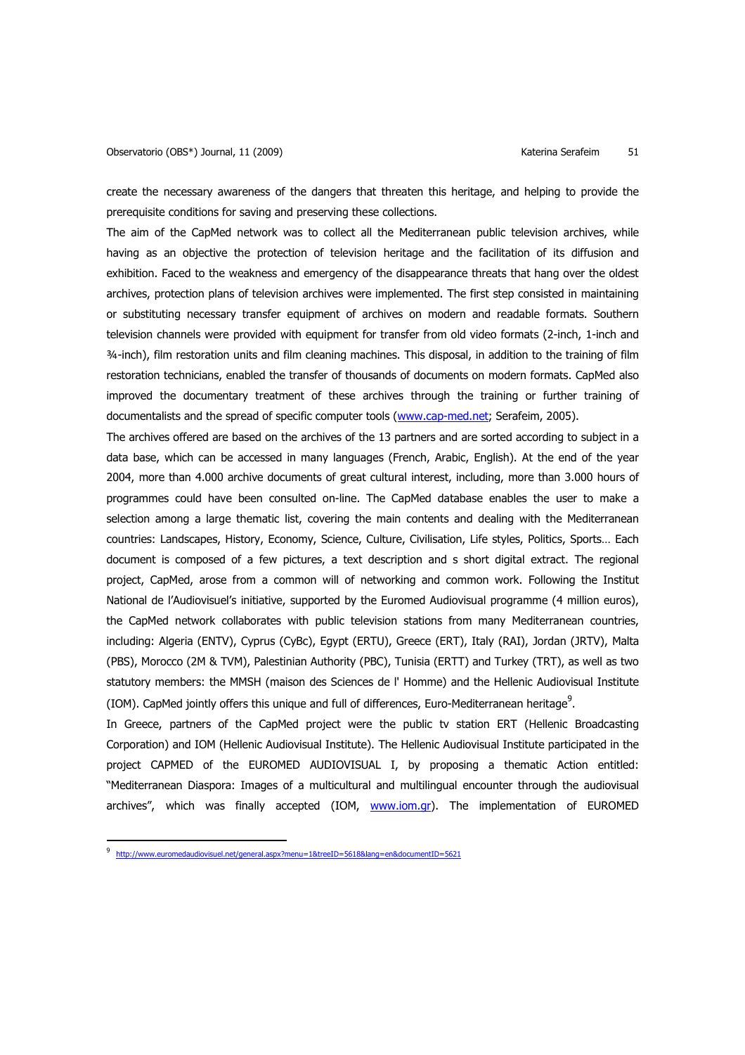create the necessary awareness of the dangers that threaten this heritage, and helping to provide the prerequisite conditions for saving and preserving these collections.

The aim of the CapMed network was to collect all the Mediterranean public television archives, while having as an objective the protection of television heritage and the facilitation of its diffusion and exhibition. Faced to the weakness and emergency of the disappearance threats that hang over the oldest archives, protection plans of television archives were implemented. The first step consisted in maintaining or substituting necessary transfer equipment of archives on modern and readable formats. Southern television channels were provided with equipment for transfer from old video formats (2-inch, 1-inch and ¾-inch), film restoration units and film cleaning machines. This disposal, in addition to the training of film restoration technicians, enabled the transfer of thousands of documents on modern formats. CapMed also improved the documentary treatment of these archives through the training or further training of documentalists and the spread of specific computer tools (www.cap-med.net; Serafeim, 2005).

The archives offered are based on the archives of the 13 partners and are sorted according to subject in a data base, which can be accessed in many languages (French, Arabic, English). At the end of the year 2004, more than 4.000 archive documents of great cultural interest, including, more than 3.000 hours of programmes could have been consulted on-line. The CapMed database enables the user to make a selection among a large thematic list, covering the main contents and dealing with the Mediterranean countries: Landscapes, History, Economy, Science, Culture, Civilisation, Life styles, Politics, Sports… Each document is composed of a few pictures, a text description and s short digital extract. The regional project, CapMed, arose from a common will of networking and common work. Following the Institut National de l'Audiovisuel's initiative, supported by the Euromed Audiovisual programme (4 million euros), the CapMed network collaborates with public television stations from many Mediterranean countries, including: Algeria (ENTV), Cyprus (CyBc), Egypt (ERTU), Greece (ERT), Italy (RAI), Jordan (JRTV), Malta (PBS), Morocco (2M & TVM), Palestinian Authority (PBC), Tunisia (ERTT) and Turkey (TRT), as well as two statutory members: the MMSH (maison des Sciences de l' Homme) and the Hellenic Audiovisual Institute (IOM). CapMed jointly offers this unique and full of differences, Euro-Mediterranean heritage[9].

In Greece, partners of the CapMed project were the public tv station ERT (Hellenic Broadcasting Corporation) and IOM (Hellenic Audiovisual Institute). The Hellenic Audiovisual Institute participated in the project CAPMED of the EUROMED AUDIOVISUAL I, by proposing a thematic Action entitled: "Mediterranean Diaspora: Images of a multicultural and multilingual encounter through the audiovisual archives", which was finally accepted (IOM, www.iom.gr). The implementation of EUROMED

---

[9] http://www.euromedaudiovisuel.net/general.aspx?menu=1&treeID=5618&lang=en&documentID=5621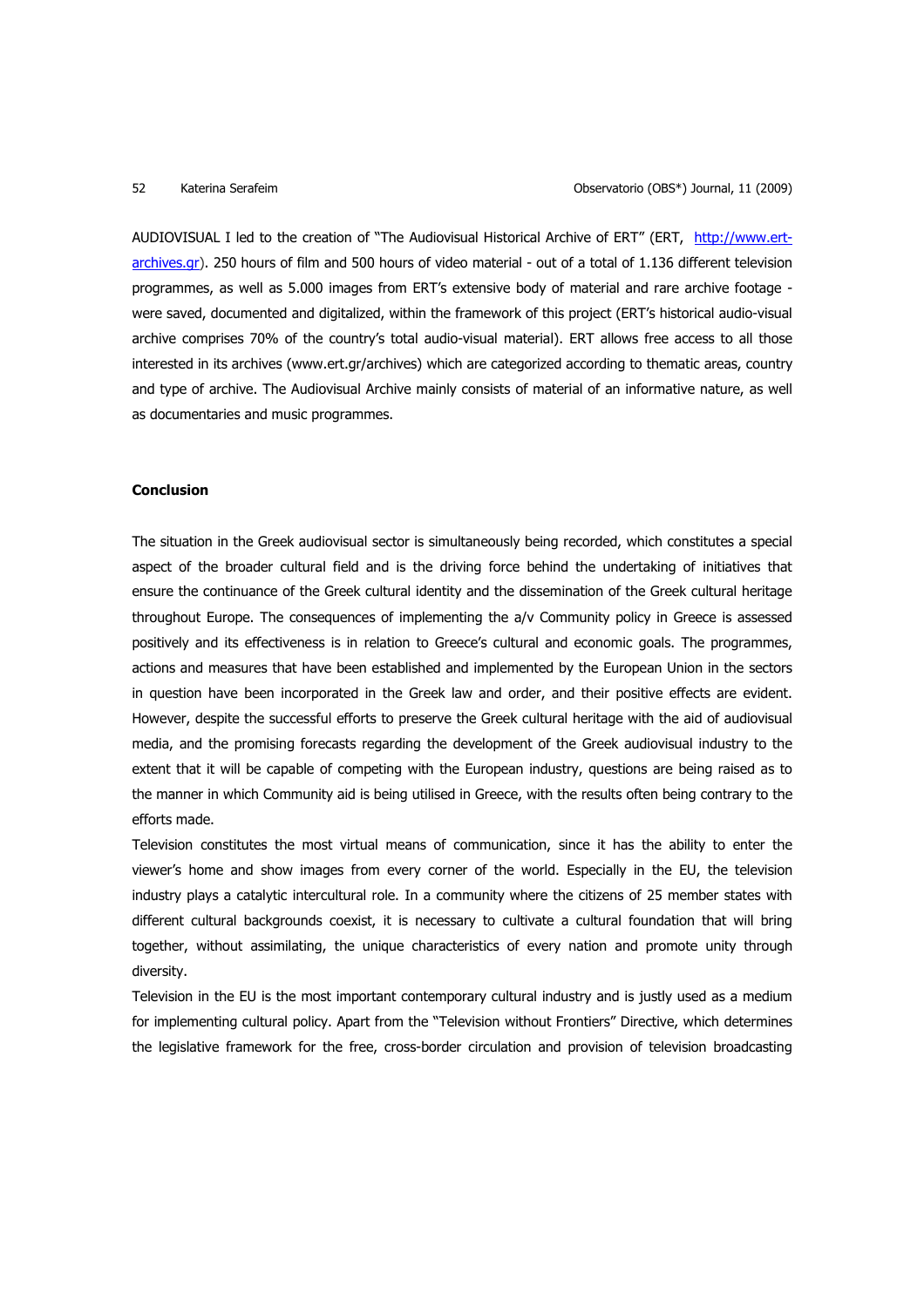AUDIOVISUAL I led to the creation of "The Audiovisual Historical Archive of ERT" (ERT, [http://www.ert-archives.gr](http://www.ert-archives.gr)). 250 hours of film and 500 hours of video material - out of a total of 1.136 different television programmes, as well as 5.000 images from ERT's extensive body of material and rare archive footage - were saved, documented and digitalized, within the framework of this project (ERT's historical audio-visual archive comprises 70% of the country's total audio-visual material). ERT allows free access to all those interested in its archives (www.ert.gr/archives) which are categorized according to thematic areas, country and type of archive. The Audiovisual Archive mainly consists of material of an informative nature, as well as documentaries and music programmes.

**Conclusion**

The situation in the Greek audiovisual sector is simultaneously being recorded, which constitutes a special aspect of the broader cultural field and is the driving force behind the undertaking of initiatives that ensure the continuance of the Greek cultural identity and the dissemination of the Greek cultural heritage throughout Europe. The consequences of implementing the a/v Community policy in Greece is assessed positively and its effectiveness is in relation to Greece's cultural and economic goals. The programmes, actions and measures that have been established and implemented by the European Union in the sectors in question have been incorporated in the Greek law and order, and their positive effects are evident. However, despite the successful efforts to preserve the Greek cultural heritage with the aid of audiovisual media, and the promising forecasts regarding the development of the Greek audiovisual industry to the extent that it will be capable of competing with the European industry, questions are being raised as to the manner in which Community aid is being utilised in Greece, with the results often being contrary to the efforts made.

Television constitutes the most virtual means of communication, since it has the ability to enter the viewer's home and show images from every corner of the world. Especially in the EU, the television industry plays a catalytic intercultural role. In a community where the citizens of 25 member states with different cultural backgrounds coexist, it is necessary to cultivate a cultural foundation that will bring together, without assimilating, the unique characteristics of every nation and promote unity through diversity.

Television in the EU is the most important contemporary cultural industry and is justly used as a medium for implementing cultural policy. Apart from the "Television without Frontiers" Directive, which determines the legislative framework for the free, cross-border circulation and provision of television broadcasting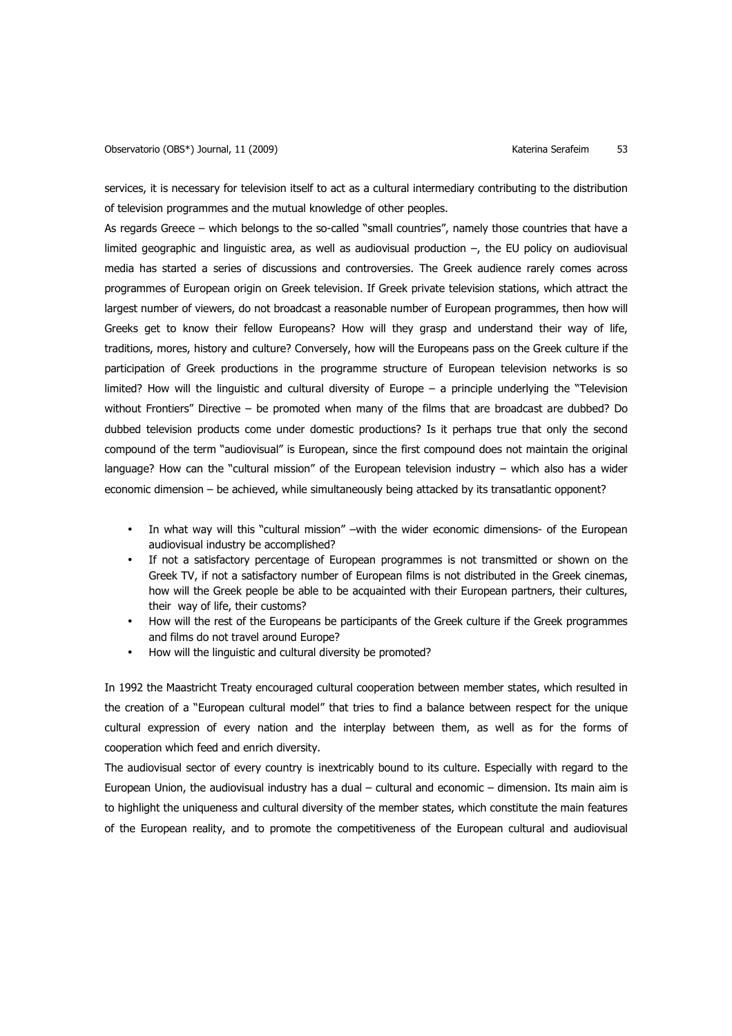services, it is necessary for television itself to act as a cultural intermediary contributing to the distribution of television programmes and the mutual knowledge of other peoples.

As regards Greece – which belongs to the so-called "small countries", namely those countries that have a limited geographic and linguistic area, as well as audiovisual production –, the EU policy on audiovisual media has started a series of discussions and controversies. The Greek audience rarely comes across programmes of European origin on Greek television. If Greek private television stations, which attract the largest number of viewers, do not broadcast a reasonable number of European programmes, then how will Greeks get to know their fellow Europeans? How will they grasp and understand their way of life, traditions, mores, history and culture? Conversely, how will the Europeans pass on the Greek culture if the participation of Greek productions in the programme structure of European television networks is so limited? How will the linguistic and cultural diversity of Europe – a principle underlying the "Television without Frontiers" Directive – be promoted when many of the films that are broadcast are dubbed? Do dubbed television products come under domestic productions? Is it perhaps true that only the second compound of the term "audiovisual" is European, since the first compound does not maintain the original language? How can the "cultural mission" of the European television industry – which also has a wider economic dimension – be achieved, while simultaneously being attacked by its transatlantic opponent?

- In what way will this "cultural mission" –with the wider economic dimensions- of the European audiovisual industry be accomplished?
- If not a satisfactory percentage of European programmes is not transmitted or shown on the Greek TV, if not a satisfactory number of European films is not distributed in the Greek cinemas, how will the Greek people be able to be acquainted with their European partners, their cultures, their way of life, their customs?
- How will the rest of the Europeans be participants of the Greek culture if the Greek programmes and films do not travel around Europe?
- How will the linguistic and cultural diversity be promoted?

In 1992 the Maastricht Treaty encouraged cultural cooperation between member states, which resulted in the creation of a "European cultural model" that tries to find a balance between respect for the unique cultural expression of every nation and the interplay between them, as well as for the forms of cooperation which feed and enrich diversity.

The audiovisual sector of every country is inextricably bound to its culture. Especially with regard to the European Union, the audiovisual industry has a dual – cultural and economic – dimension. Its main aim is to highlight the uniqueness and cultural diversity of the member states, which constitute the main features of the European reality, and to promote the competitiveness of the European cultural and audiovisual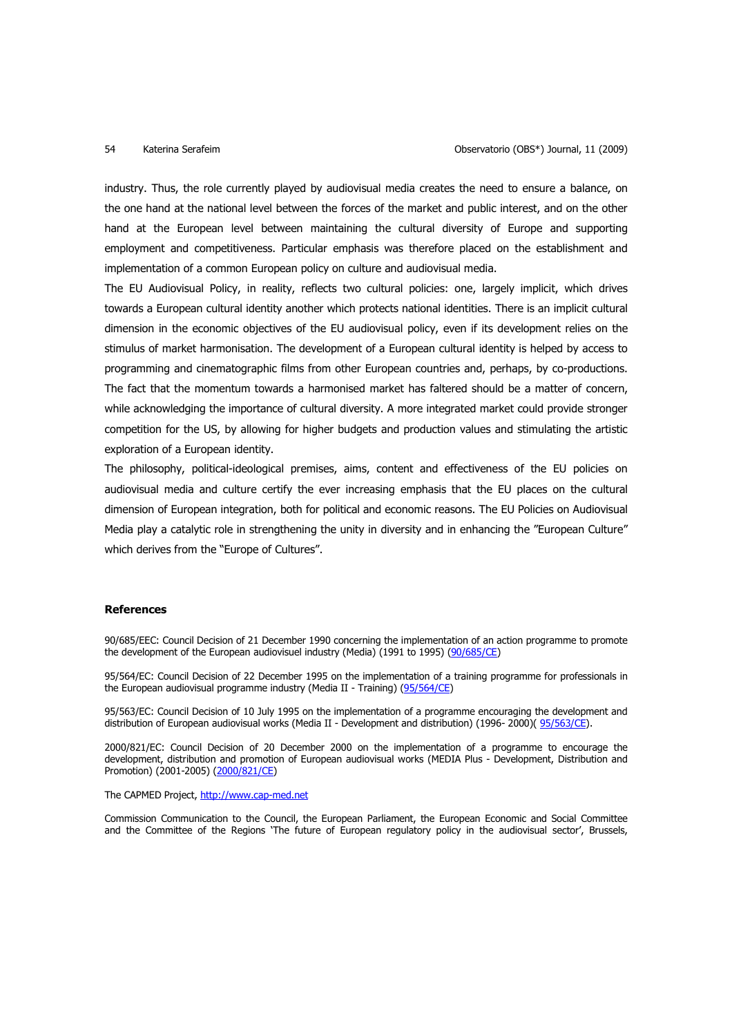industry. Thus, the role currently played by audiovisual media creates the need to ensure a balance, on the one hand at the national level between the forces of the market and public interest, and on the other hand at the European level between maintaining the cultural diversity of Europe and supporting employment and competitiveness. Particular emphasis was therefore placed on the establishment and implementation of a common European policy on culture and audiovisual media.

The EU Audiovisual Policy, in reality, reflects two cultural policies: one, largely implicit, which drives towards a European cultural identity another which protects national identities. There is an implicit cultural dimension in the economic objectives of the EU audiovisual policy, even if its development relies on the stimulus of market harmonisation. The development of a European cultural identity is helped by access to programming and cinematographic films from other European countries and, perhaps, by co-productions. The fact that the momentum towards a harmonised market has faltered should be a matter of concern, while acknowledging the importance of cultural diversity. A more integrated market could provide stronger competition for the US, by allowing for higher budgets and production values and stimulating the artistic exploration of a European identity.

The philosophy, political-ideological premises, aims, content and effectiveness of the EU policies on audiovisual media and culture certify the ever increasing emphasis that the EU places on the cultural dimension of European integration, both for political and economic reasons. The EU Policies on Audiovisual Media play a catalytic role in strengthening the unity in diversity and in enhancing the "European Culture" which derives from the "Europe of Cultures".

## References

90/685/EEC: Council Decision of 21 December 1990 concerning the implementation of an action programme to promote the development of the European audiovisuel industry (Media) (1991 to 1995) (90/685/CE)

95/564/EC: Council Decision of 22 December 1995 on the implementation of a training programme for professionals in the European audiovisual programme industry (Media II - Training) (95/564/CE)

95/563/EC: Council Decision of 10 July 1995 on the implementation of a programme encouraging the development and distribution of European audiovisual works (Media II - Development and distribution) (1996- 2000)( 95/563/CE).

2000/821/EC: Council Decision of 20 December 2000 on the implementation of a programme to encourage the development, distribution and promotion of European audiovisual works (MEDIA Plus - Development, Distribution and Promotion) (2001-2005) (2000/821/CE)

The CAPMED Project, http://www.cap-med.net

Commission Communication to the Council, the European Parliament, the European Economic and Social Committee and the Committee of the Regions 'The future of European regulatory policy in the audiovisual sector', Brussels,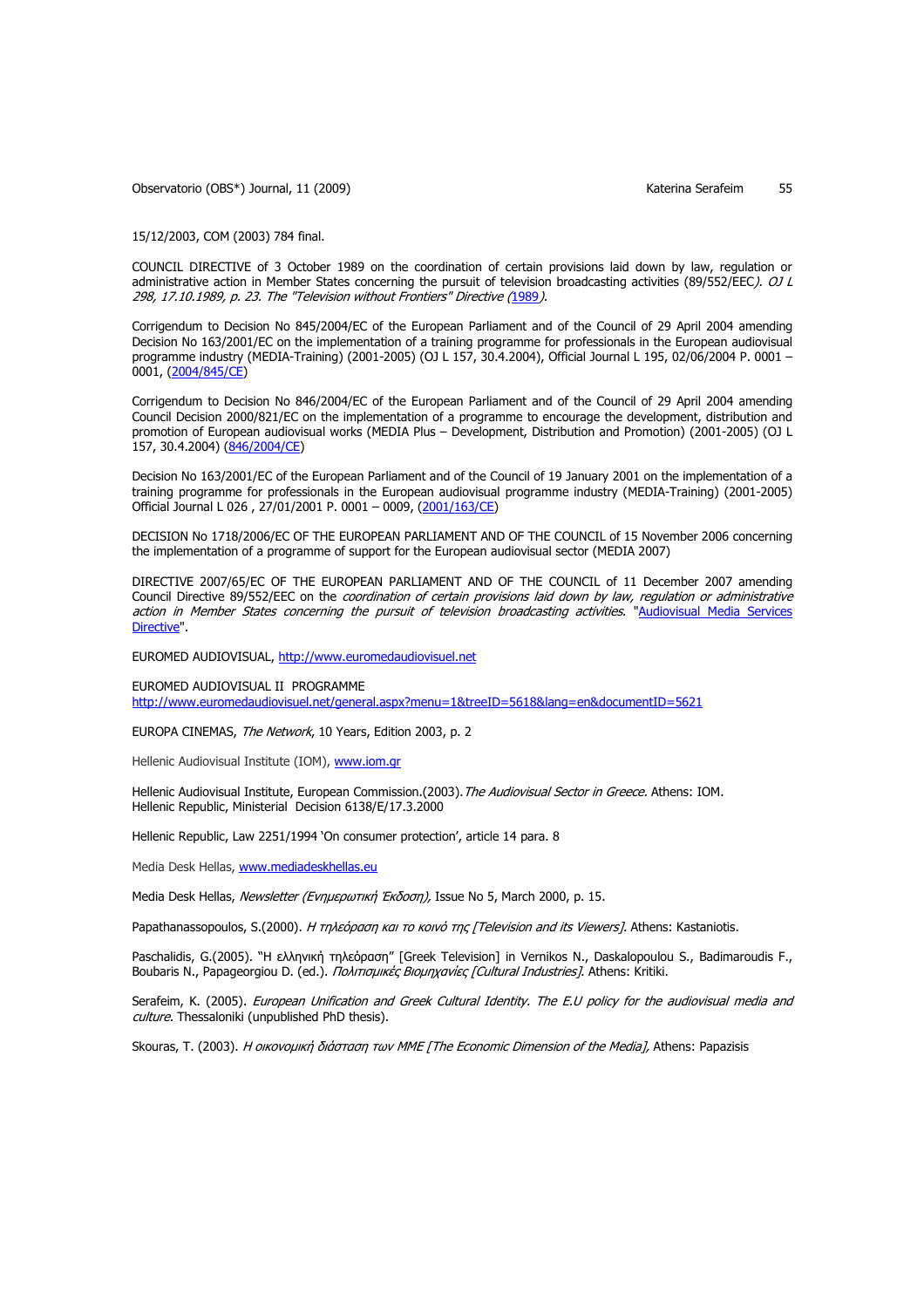15/12/2003, COM (2003) 784 final.

COUNCIL DIRECTIVE of 3 October 1989 on the coordination of certain provisions laid down by law, regulation or administrative action in Member States concerning the pursuit of television broadcasting activities (89/552/EEC*). OJ L 298, 17.10.1989, p. 23. The "Television without Frontiers" Directive (*1989*)*.

Corrigendum to Decision No 845/2004/EC of the European Parliament and of the Council of 29 April 2004 amending Decision No 163/2001/EC on the implementation of a training programme for professionals in the European audiovisual programme industry (MEDIA-Training) (2001-2005) (OJ L 157, 30.4.2004), Official Journal L 195, 02/06/2004 P. 0001 – 0001, (2004/845/CE)

Corrigendum to Decision No 846/2004/EC of the European Parliament and of the Council of 29 April 2004 amending Council Decision 2000/821/EC on the implementation of a programme to encourage the development, distribution and promotion of European audiovisual works (MEDIA Plus – Development, Distribution and Promotion) (2001-2005) (OJ L 157, 30.4.2004) (846/2004/CE)

Decision No 163/2001/EC of the European Parliament and of the Council of 19 January 2001 on the implementation of a training programme for professionals in the European audiovisual programme industry (MEDIA-Training) (2001-2005) Official Journal L 026 , 27/01/2001 P. 0001 – 0009, (2001/163/CE)

DECISION No 1718/2006/EC OF THE EUROPEAN PARLIAMENT AND OF THE COUNCIL of 15 November 2006 concerning the implementation of a programme of support for the European audiovisual sector (MEDIA 2007)

DIRECTIVE 2007/65/EC OF THE EUROPEAN PARLIAMENT AND OF THE COUNCIL of 11 December 2007 amending Council Directive 89/552/EEC on the *coordination of certain provisions laid down by law, regulation or administrative action in Member States concerning the pursuit of television broadcasting activities*. "Audiovisual Media Services Directive".

EUROMED AUDIOVISUAL, http://www.euromedaudiovisuel.net

EUROMED AUDIOVISUAL II PROGRAMME
http://www.euromedaudiovisuel.net/general.aspx?menu=1&treeID=5618&lang=en&documentID=5621

EUROPA CINEMAS, *The Network*, 10 Years, Edition 2003, p. 2

Hellenic Audiovisual Institute (IOM), www.iom.gr

Hellenic Audiovisual Institute, European Commission.(2003). *The Audiovisual Sector in Greece.* Athens: IOM.
Hellenic Republic, Ministerial Decision 6138/E/17.3.2000

Hellenic Republic, Law 2251/1994 'On consumer protection', article 14 para. 8

Media Desk Hellas, www.mediadeskhellas.eu

Media Desk Hellas, *Newsletter (Ενημερωτική Έκδοση),* Issue No 5, March 2000, p. 15.

Papathanassopoulos, S.(2000). *Η τηλεόραση και το κοινό της [Television and its Viewers].* Athens: Kastaniotis.

Paschalidis, G.(2005). "Η ελληνική τηλεόραση" [Greek Television] in Vernikos N., Daskalopoulou S., Badimaroudis F., Boubaris N., Papageorgiou D. (ed.). *Πολιτισμικές Βιομηχανίες [Cultural Industries].* Athens: Kritiki.

Serafeim, K. (2005). *European Unification and Greek Cultural Identity. The E.U policy for the audiovisual media and culture.* Thessaloniki (unpublished PhD thesis).

Skouras, T. (2003). *Η οικονομική διάσταση των ΜΜΕ [The Economic Dimension of the Media],* Athens: Papazisis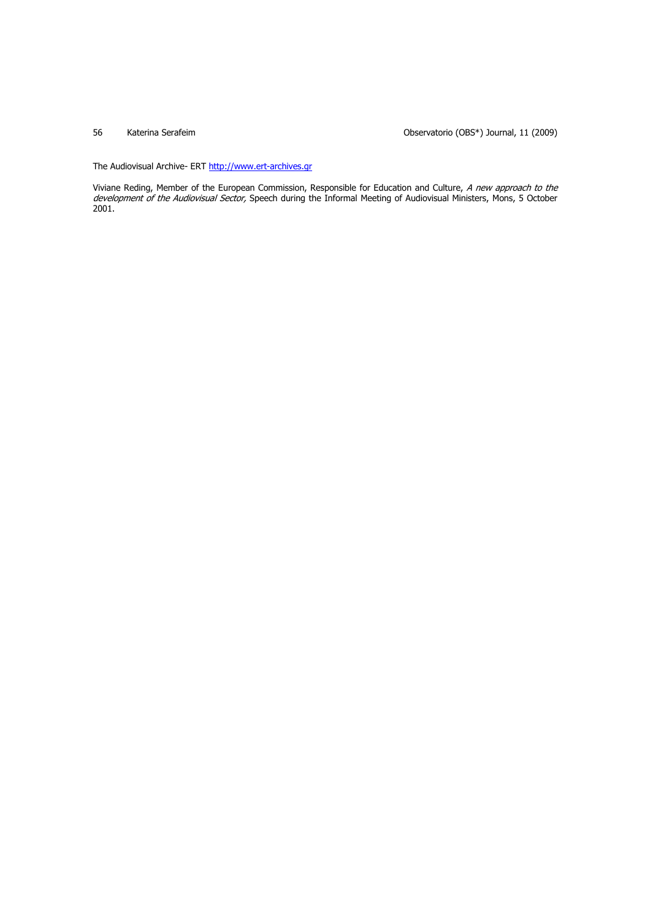The Audiovisual Archive- ERT http://www.ert-archives.gr

Viviane Reding, Member of the European Commission, Responsible for Education and Culture, *A new approach to the development of the Audiovisual Sector,* Speech during the Informal Meeting of Audiovisual Ministers, Mons, 5 October 2001.